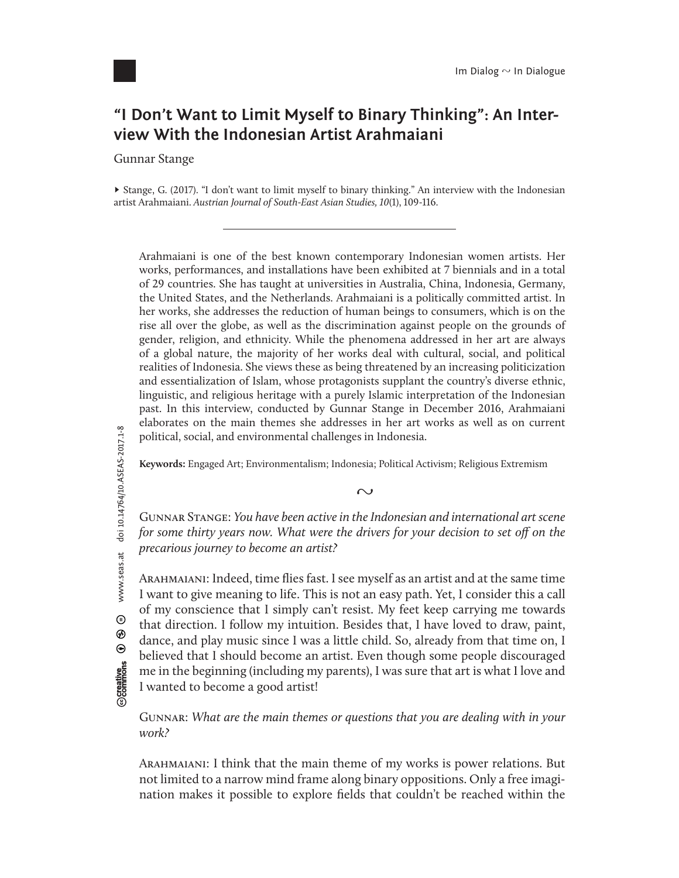# "I Don't Want to Limit Myself to Binary Thinking": An Interview With the Indonesian Artist Arahmaiani

Gunnar Stange

▸ Stange, G. (2017). "I don't want to limit myself to binary thinking." An interview with the Indonesian artist Arahmaiani. *Austrian Journal of South-East Asian Studies, 10*(1), 109-116.

---

Arahmaiani is one of the best known contemporary Indonesian women artists. Her works, performances, and installations have been exhibited at 7 biennials and in a total of 29 countries. She has taught at universities in Australia, China, Indonesia, Germany, the United States, and the Netherlands. Arahmaiani is a politically committed artist. In her works, she addresses the reduction of human beings to consumers, which is on the rise all over the globe, as well as the discrimination against people on the grounds of gender, religion, and ethnicity. While the phenomena addressed in her art are always of a global nature, the majority of her works deal with cultural, social, and political realities of Indonesia. She views these as being threatened by an increasing politicization and essentialization of Islam, whose protagonists supplant the country's diverse ethnic, linguistic, and religious heritage with a purely Islamic interpretation of the Indonesian past. In this interview, conducted by Gunnar Stange in December 2016, Arahmaiani elaborates on the main themes she addresses in her art works as well as on current political, social, and environmental challenges in Indonesia.

**Keywords:** Engaged Art; Environmentalism; Indonesia; Political Activism; Religious Extremism

∼

Gunnar Stange: *You have been active in the Indonesian and international art scene for some thirty years now. What were the drivers for your decision to set off on the precarious journey to become an artist?*

Arahmaiani: Indeed, time flies fast. I see myself as an artist and at the same time I want to give meaning to life. This is not an easy path. Yet, I consider this a call of my conscience that I simply can't resist. My feet keep carrying me towards that direction. I follow my intuition. Besides that, I have loved to draw, paint, dance, and play music since I was a little child. So, already from that time on, I believed that I should become an artist. Even though some people discouraged me in the beginning (including my parents), I was sure that art is what I love and I wanted to become a good artist!

Gunnar: *What are the main themes or questions that you are dealing with in your work?*

Arahmaiani: I think that the main theme of my works is power relations. But not limited to a narrow mind frame along binary oppositions. Only a free imagination makes it possible to explore fields that couldn't be reached within the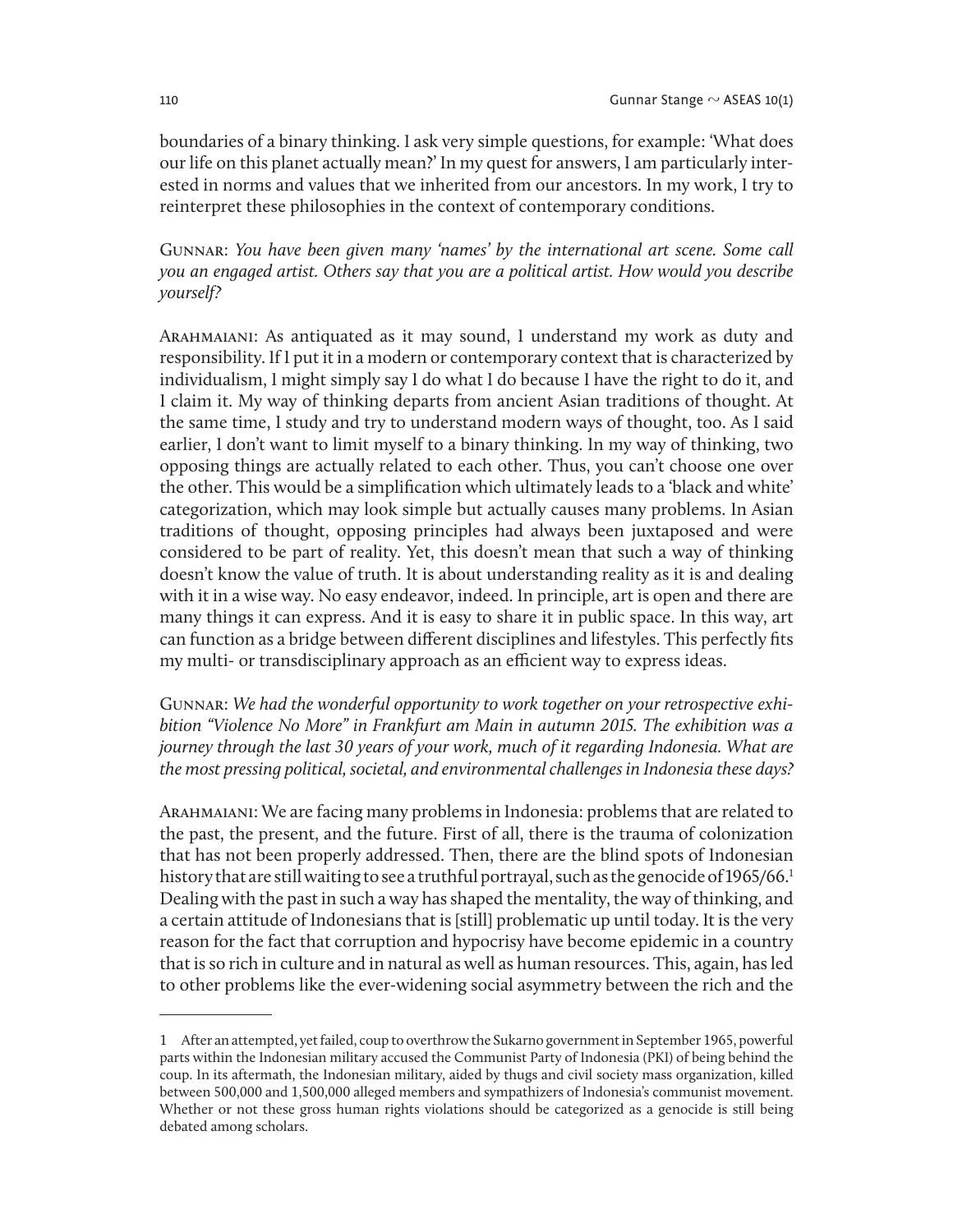boundaries of a binary thinking. I ask very simple questions, for example: 'What does our life on this planet actually mean?' In my quest for answers, I am particularly interested in norms and values that we inherited from our ancestors. In my work, I try to reinterpret these philosophies in the context of contemporary conditions.

Gunnar: *You have been given many 'names' by the international art scene. Some call you an engaged artist. Others say that you are a political artist. How would you describe yourself?*

Arahmaiani: As antiquated as it may sound, I understand my work as duty and responsibility. If I put it in a modern or contemporary context that is characterized by individualism, I might simply say I do what I do because I have the right to do it, and I claim it. My way of thinking departs from ancient Asian traditions of thought. At the same time, I study and try to understand modern ways of thought, too. As I said earlier, I don't want to limit myself to a binary thinking. In my way of thinking, two opposing things are actually related to each other. Thus, you can't choose one over the other. This would be a simplification which ultimately leads to a 'black and white' categorization, which may look simple but actually causes many problems. In Asian traditions of thought, opposing principles had always been juxtaposed and were considered to be part of reality. Yet, this doesn't mean that such a way of thinking doesn't know the value of truth. It is about understanding reality as it is and dealing with it in a wise way. No easy endeavor, indeed. In principle, art is open and there are many things it can express. And it is easy to share it in public space. In this way, art can function as a bridge between different disciplines and lifestyles. This perfectly fits my multi- or transdisciplinary approach as an efficient way to express ideas.

Gunnar: *We had the wonderful opportunity to work together on your retrospective exhibition "Violence No More" in Frankfurt am Main in autumn 2015. The exhibition was a journey through the last 30 years of your work, much of it regarding Indonesia. What are the most pressing political, societal, and environmental challenges in Indonesia these days?*

Arahmaiani: We are facing many problems in Indonesia: problems that are related to the past, the present, and the future. First of all, there is the trauma of colonization that has not been properly addressed. Then, there are the blind spots of Indonesian history that are still waiting to see a truthful portrayal, such as the genocide of 1965/66.[1] Dealing with the past in such a way has shaped the mentality, the way of thinking, and a certain attitude of Indonesians that is [still] problematic up until today. It is the very reason for the fact that corruption and hypocrisy have become epidemic in a country that is so rich in culture and in natural as well as human resources. This, again, has led to other problems like the ever-widening social asymmetry between the rich and the

---

1 After an attempted, yet failed, coup to overthrow the Sukarno government in September 1965, powerful parts within the Indonesian military accused the Communist Party of Indonesia (PKI) of being behind the coup. In its aftermath, the Indonesian military, aided by thugs and civil society mass organization, killed between 500,000 and 1,500,000 alleged members and sympathizers of Indonesia's communist movement. Whether or not these gross human rights violations should be categorized as a genocide is still being debated among scholars.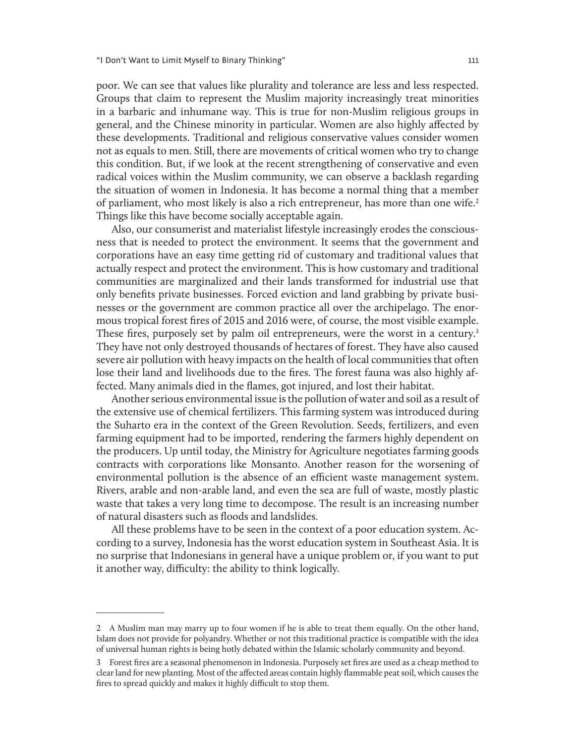poor. We can see that values like plurality and tolerance are less and less respected. Groups that claim to represent the Muslim majority increasingly treat minorities in a barbaric and inhumane way. This is true for non-Muslim religious groups in general, and the Chinese minority in particular. Women are also highly affected by these developments. Traditional and religious conservative values consider women not as equals to men. Still, there are movements of critical women who try to change this condition. But, if we look at the recent strengthening of conservative and even radical voices within the Muslim community, we can observe a backlash regarding the situation of women in Indonesia. It has become a normal thing that a member of parliament, who most likely is also a rich entrepreneur, has more than one wife.[2] Things like this have become socially acceptable again.

Also, our consumerist and materialist lifestyle increasingly erodes the consciousness that is needed to protect the environment. It seems that the government and corporations have an easy time getting rid of customary and traditional values that actually respect and protect the environment. This is how customary and traditional communities are marginalized and their lands transformed for industrial use that only benefits private businesses. Forced eviction and land grabbing by private businesses or the government are common practice all over the archipelago. The enormous tropical forest fires of 2015 and 2016 were, of course, the most visible example. These fires, purposely set by palm oil entrepreneurs, were the worst in a century.[3] They have not only destroyed thousands of hectares of forest. They have also caused severe air pollution with heavy impacts on the health of local communities that often lose their land and livelihoods due to the fires. The forest fauna was also highly affected. Many animals died in the flames, got injured, and lost their habitat.

Another serious environmental issue is the pollution of water and soil as a result of the extensive use of chemical fertilizers. This farming system was introduced during the Suharto era in the context of the Green Revolution. Seeds, fertilizers, and even farming equipment had to be imported, rendering the farmers highly dependent on the producers. Up until today, the Ministry for Agriculture negotiates farming goods contracts with corporations like Monsanto. Another reason for the worsening of environmental pollution is the absence of an efficient waste management system. Rivers, arable and non-arable land, and even the sea are full of waste, mostly plastic waste that takes a very long time to decompose. The result is an increasing number of natural disasters such as floods and landslides.

All these problems have to be seen in the context of a poor education system. According to a survey, Indonesia has the worst education system in Southeast Asia. It is no surprise that Indonesians in general have a unique problem or, if you want to put it another way, difficulty: the ability to think logically.

---

2 A Muslim man may marry up to four women if he is able to treat them equally. On the other hand, Islam does not provide for polyandry. Whether or not this traditional practice is compatible with the idea of universal human rights is being hotly debated within the Islamic scholarly community and beyond.

3 Forest fires are a seasonal phenomenon in Indonesia. Purposely set fires are used as a cheap method to clear land for new planting. Most of the affected areas contain highly flammable peat soil, which causes the fires to spread quickly and makes it highly difficult to stop them.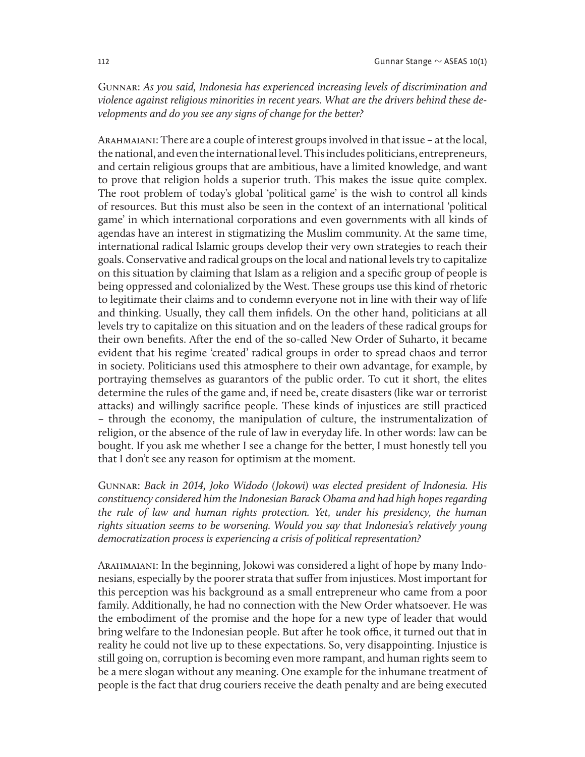Gunnar: *As you said, Indonesia has experienced increasing levels of discrimination and violence against religious minorities in recent years. What are the drivers behind these developments and do you see any signs of change for the better?*

Arahmaiani: There are a couple of interest groups involved in that issue – at the local, the national, and even the international level. This includes politicians, entrepreneurs, and certain religious groups that are ambitious, have a limited knowledge, and want to prove that religion holds a superior truth. This makes the issue quite complex. The root problem of today's global 'political game' is the wish to control all kinds of resources. But this must also be seen in the context of an international 'political game' in which international corporations and even governments with all kinds of agendas have an interest in stigmatizing the Muslim community. At the same time, international radical Islamic groups develop their very own strategies to reach their goals. Conservative and radical groups on the local and national levels try to capitalize on this situation by claiming that Islam as a religion and a specific group of people is being oppressed and colonialized by the West. These groups use this kind of rhetoric to legitimate their claims and to condemn everyone not in line with their way of life and thinking. Usually, they call them infidels. On the other hand, politicians at all levels try to capitalize on this situation and on the leaders of these radical groups for their own benefits. After the end of the so-called New Order of Suharto, it became evident that his regime 'created' radical groups in order to spread chaos and terror in society. Politicians used this atmosphere to their own advantage, for example, by portraying themselves as guarantors of the public order. To cut it short, the elites determine the rules of the game and, if need be, create disasters (like war or terrorist attacks) and willingly sacrifice people. These kinds of injustices are still practiced – through the economy, the manipulation of culture, the instrumentalization of religion, or the absence of the rule of law in everyday life. In other words: law can be bought. If you ask me whether I see a change for the better, I must honestly tell you that I don't see any reason for optimism at the moment.

Gunnar: *Back in 2014, Joko Widodo (Jokowi) was elected president of Indonesia. His constituency considered him the Indonesian Barack Obama and had high hopes regarding the rule of law and human rights protection. Yet, under his presidency, the human rights situation seems to be worsening. Would you say that Indonesia's relatively young democratization process is experiencing a crisis of political representation?*

Arahmaiani: In the beginning, Jokowi was considered a light of hope by many Indonesians, especially by the poorer strata that suffer from injustices. Most important for this perception was his background as a small entrepreneur who came from a poor family. Additionally, he had no connection with the New Order whatsoever. He was the embodiment of the promise and the hope for a new type of leader that would bring welfare to the Indonesian people. But after he took office, it turned out that in reality he could not live up to these expectations. So, very disappointing. Injustice is still going on, corruption is becoming even more rampant, and human rights seem to be a mere slogan without any meaning. One example for the inhumane treatment of people is the fact that drug couriers receive the death penalty and are being executed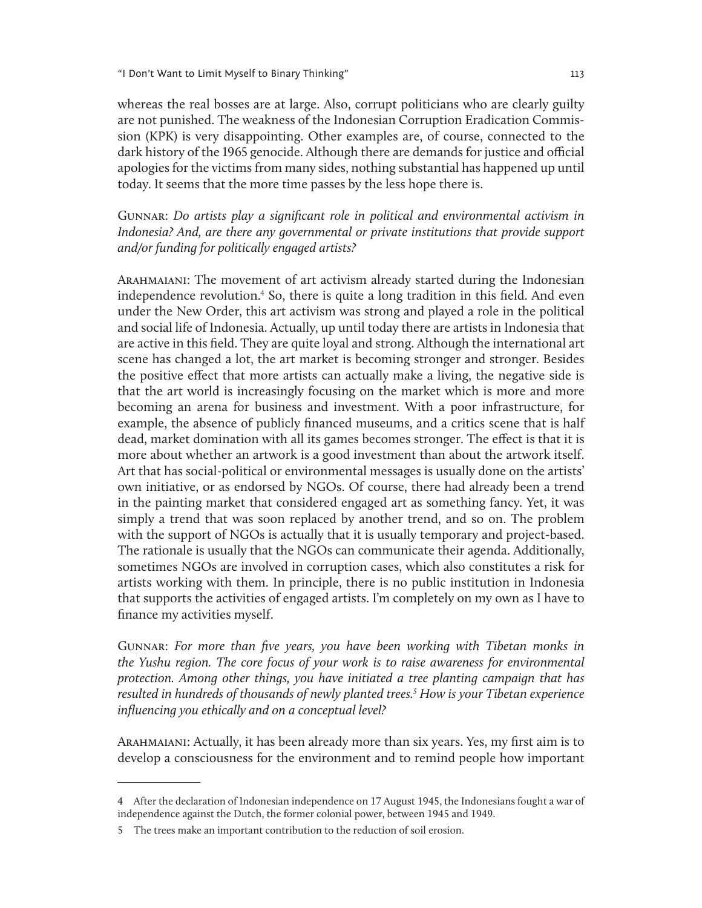whereas the real bosses are at large. Also, corrupt politicians who are clearly guilty are not punished. The weakness of the Indonesian Corruption Eradication Commission (KPK) is very disappointing. Other examples are, of course, connected to the dark history of the 1965 genocide. Although there are demands for justice and official apologies for the victims from many sides, nothing substantial has happened up until today. It seems that the more time passes by the less hope there is.

Gunnar: *Do artists play a significant role in political and environmental activism in Indonesia? And, are there any governmental or private institutions that provide support and/or funding for politically engaged artists?*

Arahmaiani: The movement of art activism already started during the Indonesian independence revolution.[4] So, there is quite a long tradition in this field. And even under the New Order, this art activism was strong and played a role in the political and social life of Indonesia. Actually, up until today there are artists in Indonesia that are active in this field. They are quite loyal and strong. Although the international art scene has changed a lot, the art market is becoming stronger and stronger. Besides the positive effect that more artists can actually make a living, the negative side is that the art world is increasingly focusing on the market which is more and more becoming an arena for business and investment. With a poor infrastructure, for example, the absence of publicly financed museums, and a critics scene that is half dead, market domination with all its games becomes stronger. The effect is that it is more about whether an artwork is a good investment than about the artwork itself. Art that has social-political or environmental messages is usually done on the artists' own initiative, or as endorsed by NGOs. Of course, there had already been a trend in the painting market that considered engaged art as something fancy. Yet, it was simply a trend that was soon replaced by another trend, and so on. The problem with the support of NGOs is actually that it is usually temporary and project-based. The rationale is usually that the NGOs can communicate their agenda. Additionally, sometimes NGOs are involved in corruption cases, which also constitutes a risk for artists working with them. In principle, there is no public institution in Indonesia that supports the activities of engaged artists. I'm completely on my own as I have to finance my activities myself.

Gunnar: *For more than five years, you have been working with Tibetan monks in the Yushu region. The core focus of your work is to raise awareness for environmental protection. Among other things, you have initiated a tree planting campaign that has resulted in hundreds of thousands of newly planted trees.[5] How is your Tibetan experience influencing you ethically and on a conceptual level?*

Arahmaiani: Actually, it has been already more than six years. Yes, my first aim is to develop a consciousness for the environment and to remind people how important

---

4 After the declaration of Indonesian independence on 17 August 1945, the Indonesians fought a war of independence against the Dutch, the former colonial power, between 1945 and 1949.

5 The trees make an important contribution to the reduction of soil erosion.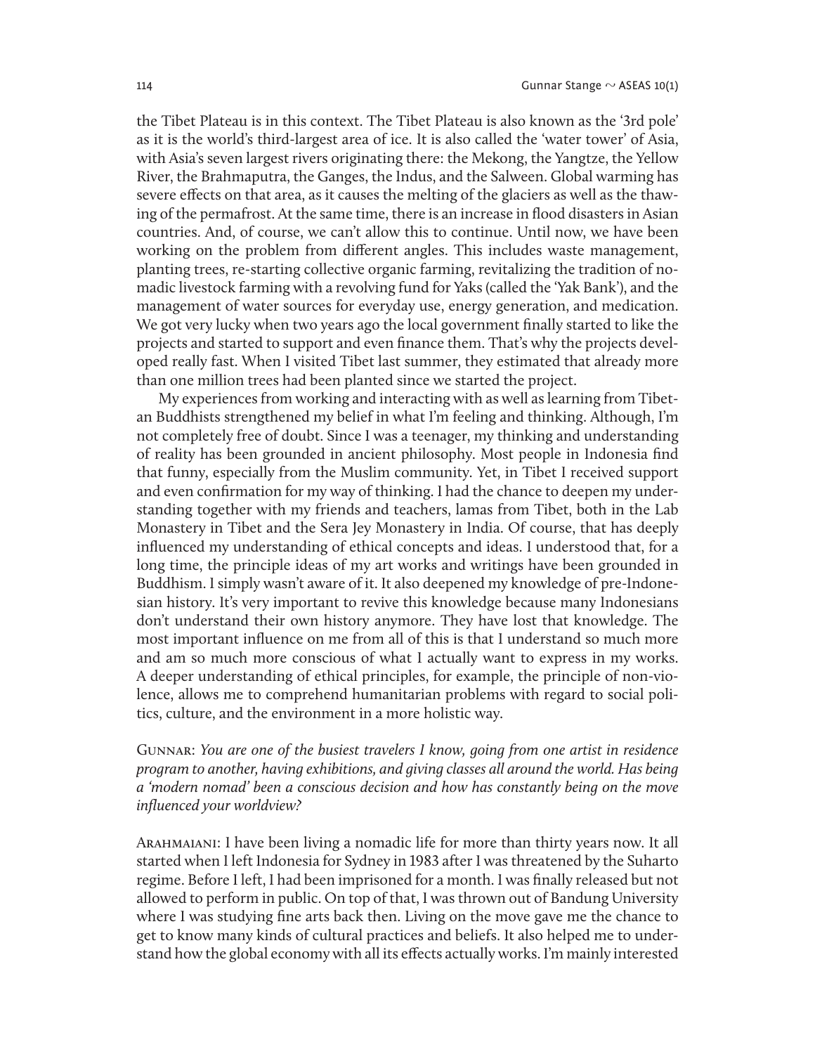the Tibet Plateau is in this context. The Tibet Plateau is also known as the '3rd pole' as it is the world's third-largest area of ice. It is also called the 'water tower' of Asia, with Asia's seven largest rivers originating there: the Mekong, the Yangtze, the Yellow River, the Brahmaputra, the Ganges, the Indus, and the Salween. Global warming has severe effects on that area, as it causes the melting of the glaciers as well as the thawing of the permafrost. At the same time, there is an increase in flood disasters in Asian countries. And, of course, we can't allow this to continue. Until now, we have been working on the problem from different angles. This includes waste management, planting trees, re-starting collective organic farming, revitalizing the tradition of nomadic livestock farming with a revolving fund for Yaks (called the 'Yak Bank'), and the management of water sources for everyday use, energy generation, and medication. We got very lucky when two years ago the local government finally started to like the projects and started to support and even finance them. That's why the projects developed really fast. When I visited Tibet last summer, they estimated that already more than one million trees had been planted since we started the project.

My experiences from working and interacting with as well as learning from Tibetan Buddhists strengthened my belief in what I'm feeling and thinking. Although, I'm not completely free of doubt. Since I was a teenager, my thinking and understanding of reality has been grounded in ancient philosophy. Most people in Indonesia find that funny, especially from the Muslim community. Yet, in Tibet I received support and even confirmation for my way of thinking. I had the chance to deepen my understanding together with my friends and teachers, lamas from Tibet, both in the Lab Monastery in Tibet and the Sera Jey Monastery in India. Of course, that has deeply influenced my understanding of ethical concepts and ideas. I understood that, for a long time, the principle ideas of my art works and writings have been grounded in Buddhism. I simply wasn't aware of it. It also deepened my knowledge of pre-Indonesian history. It's very important to revive this knowledge because many Indonesians don't understand their own history anymore. They have lost that knowledge. The most important influence on me from all of this is that I understand so much more and am so much more conscious of what I actually want to express in my works. A deeper understanding of ethical principles, for example, the principle of non-violence, allows me to comprehend humanitarian problems with regard to social politics, culture, and the environment in a more holistic way.

GUNNAR: *You are one of the busiest travelers I know, going from one artist in residence program to another, having exhibitions, and giving classes all around the world. Has being a 'modern nomad' been a conscious decision and how has constantly being on the move influenced your worldview?*

ARAHMAIANI: I have been living a nomadic life for more than thirty years now. It all started when I left Indonesia for Sydney in 1983 after I was threatened by the Suharto regime. Before I left, I had been imprisoned for a month. I was finally released but not allowed to perform in public. On top of that, I was thrown out of Bandung University where I was studying fine arts back then. Living on the move gave me the chance to get to know many kinds of cultural practices and beliefs. It also helped me to understand how the global economy with all its effects actually works. I'm mainly interested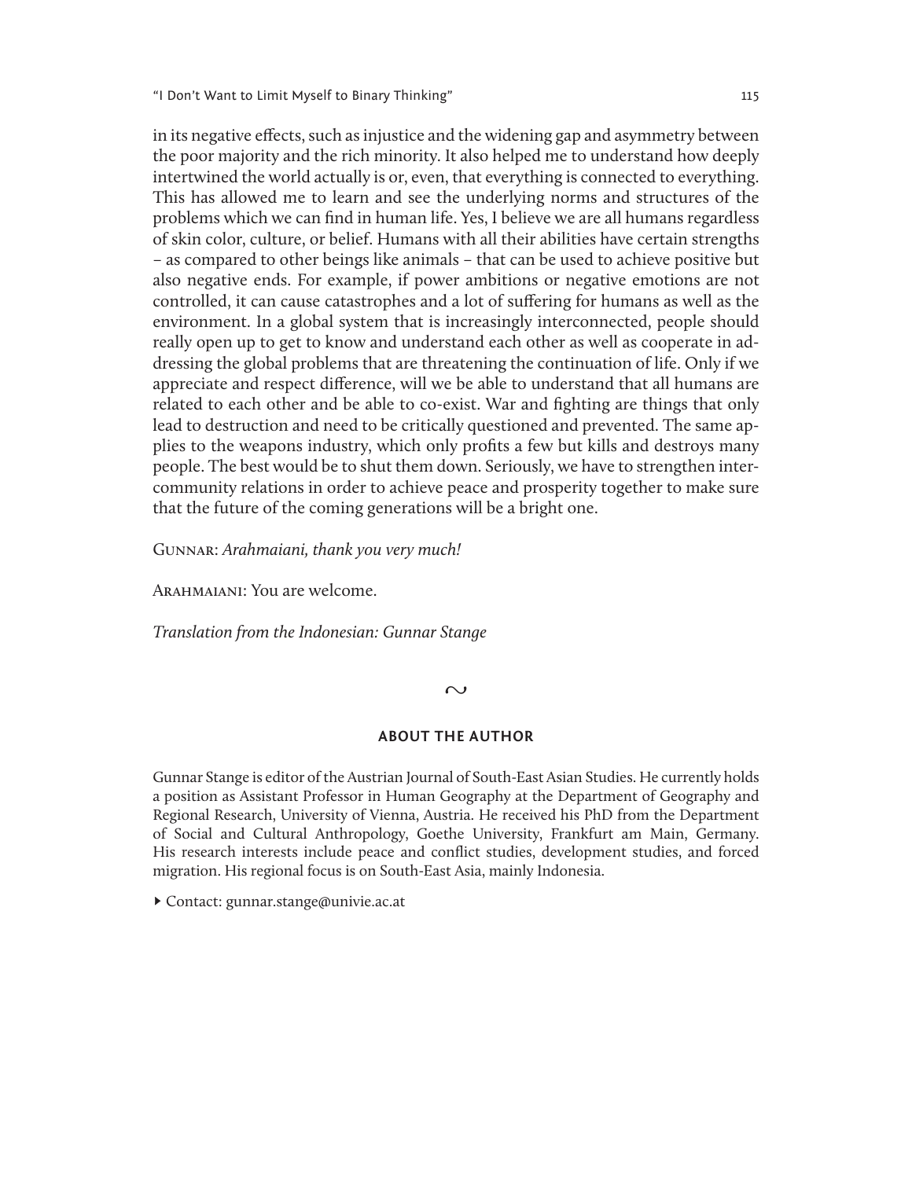in its negative effects, such as injustice and the widening gap and asymmetry between the poor majority and the rich minority. It also helped me to understand how deeply intertwined the world actually is or, even, that everything is connected to everything. This has allowed me to learn and see the underlying norms and structures of the problems which we can find in human life. Yes, I believe we are all humans regardless of skin color, culture, or belief. Humans with all their abilities have certain strengths – as compared to other beings like animals – that can be used to achieve positive but also negative ends. For example, if power ambitions or negative emotions are not controlled, it can cause catastrophes and a lot of suffering for humans as well as the environment. In a global system that is increasingly interconnected, people should really open up to get to know and understand each other as well as cooperate in addressing the global problems that are threatening the continuation of life. Only if we appreciate and respect difference, will we be able to understand that all humans are related to each other and be able to co-exist. War and fighting are things that only lead to destruction and need to be critically questioned and prevented. The same applies to the weapons industry, which only profits a few but kills and destroys many people. The best would be to shut them down. Seriously, we have to strengthen intercommunity relations in order to achieve peace and prosperity together to make sure that the future of the coming generations will be a bright one.

Gunnar: *Arahmaiani, thank you very much!*

Arahmaiani: You are welcome.

*Translation from the Indonesian: Gunnar Stange*

∾

## ABOUT THE AUTHOR

Gunnar Stange is editor of the Austrian Journal of South-East Asian Studies. He currently holds a position as Assistant Professor in Human Geography at the Department of Geography and Regional Research, University of Vienna, Austria. He received his PhD from the Department of Social and Cultural Anthropology, Goethe University, Frankfurt am Main, Germany. His research interests include peace and conflict studies, development studies, and forced migration. His regional focus is on South-East Asia, mainly Indonesia.

▸ Contact: gunnar.stange@univie.ac.at